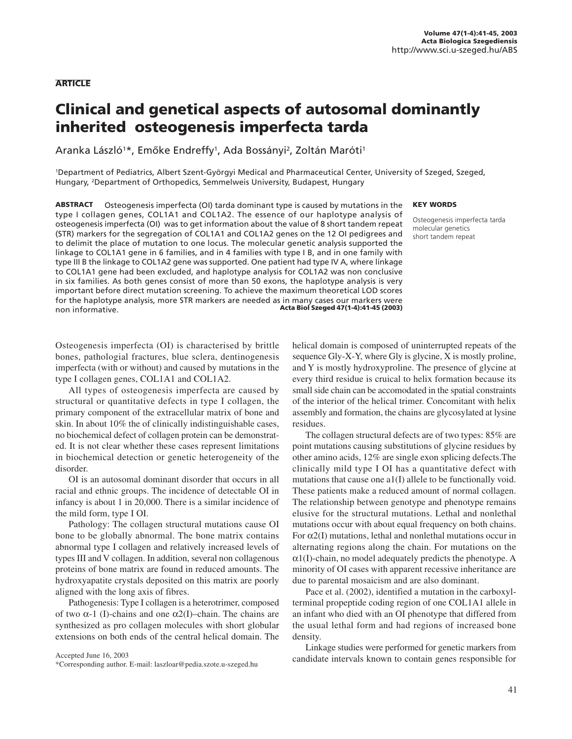**ARTICLE**

# Clinical and genetical aspects of autosomal dominantly inherited osteogenesis imperfecta tarda

Aranka László[1]*, Emőke Endreffy[1], Ada Bossányi[2], Zoltán Maróti[1]

[1]Department of Pediatrics, Albert Szent-Györgyi Medical and Pharmaceutical Center, University of Szeged, Szeged, Hungary, [2]Department of Orthopedics, Semmelweis University, Budapest, Hungary

**ABSTRACT** Osteogenesis imperfecta (OI) tarda dominant type is caused by mutations in the type I collagen genes, COL1A1 and COL1A2. The essence of our haplotype analysis of osteogenesis imperfecta (OI) was to get information about the value of 8 short tandem repeat (STR) markers for the segregation of COL1A1 and COL1A2 genes on the 12 OI pedigrees and to delimit the place of mutation to one locus. The molecular genetic analysis supported the linkage to COL1A1 gene in 6 families, and in 4 families with type I B, and in one family with type III B the linkage to COL1A2 gene was supported. One patient had type IV A, where linkage to COL1A1 gene had been excluded, and haplotype analysis for COL1A2 was non conclusive in six families. As both genes consist of more than 50 exons, the haplotype analysis is very important before direct mutation screening. To achieve the maximum theoretical LOD scores for the haplotype analysis, more STR markers are needed as in many cases our markers were non informative. **Acta Biol Szeged 47(1-4):41-45 (2003)**

**KEY WORDS**

Osteogenesis imperfecta tarda
molecular genetics
short tandem repeat

Osteogenesis imperfecta (OI) is characterised by brittle bones, pathologial fractures, blue sclera, dentinogenesis imperfecta (with or without) and caused by mutations in the type I collagen genes, COL1A1 and COL1A2.

All types of osteogenesis imperfecta are caused by structural or quantitative defects in type I collagen, the primary component of the extracellular matrix of bone and skin. In about 10% the of clinically indistinguishable cases, no biochemical defect of collagen protein can be demonstrated. It is not clear whether these cases represent limitations in biochemical detection or genetic heterogeneity of the disorder.

OI is an autosomal dominant disorder that occurs in all racial and ethnic groups. The incidence of detectable OI in infancy is about 1 in 20,000. There is a similar incidence of the mild form, type I OI.

Pathology: The collagen structural mutations cause OI bone to be globally abnormal. The bone matrix contains abnormal type I collagen and relatively increased levels of types III and V collagen. In addition, several non collagenous proteins of bone matrix are found in reduced amounts. The hydroxyapatite crystals deposited on this matrix are poorly aligned with the long axis of fibres.

Pathogenesis: Type I collagen is a heterotrimer, composed of two $\alpha$-1 (I)-chains and one $\alpha$2(I)–chain. The chains are synthesized as pro collagen molecules with short globular extensions on both ends of the central helical domain. The helical domain is composed of uninterrupted repeats of the sequence Gly-X-Y, where Gly is glycine, X is mostly proline, and Y is mostly hydroxyproline. The presence of glycine at every third residue is cruical to helix formation because its small side chain can be accomodated in the spatial constraints of the interior of the helical trimer. Concomitant with helix assembly and formation, the chains are glycosylated at lysine residues.

The collagen structural defects are of two types: 85% are point mutations causing substitutions of glycine residues by other amino acids, 12% are single exon splicing defects.The clinically mild type I OI has a quantitative defect with mutations that cause one a1(I) allele to be functionally void. These patients make a reduced amount of normal collagen. The relationship between genotype and phenotype remains elusive for the structural mutations. Lethal and nonlethal mutations occur with about equal frequency on both chains. For $\alpha$2(I) mutations, lethal and nonlethal mutations occur in alternating regions along the chain. For mutations on the $\alpha$1(I)-chain, no model adequately predicts the phenotype. A minority of OI cases with apparent recessive inheritance are due to parental mosaicism and are also dominant.

Pace et al. (2002), identified a mutation in the carboxyl-terminal propeptide coding region of one COL1A1 allele in an infant who died with an OI phenotype that differed from the usual lethal form and had regions of increased bone density.

Linkage studies were performed for genetic markers from candidate intervals known to contain genes responsible for

Accepted June 16, 2003
*Corresponding author. E-mail: laszloar@pedia.szote.u-szeged.hu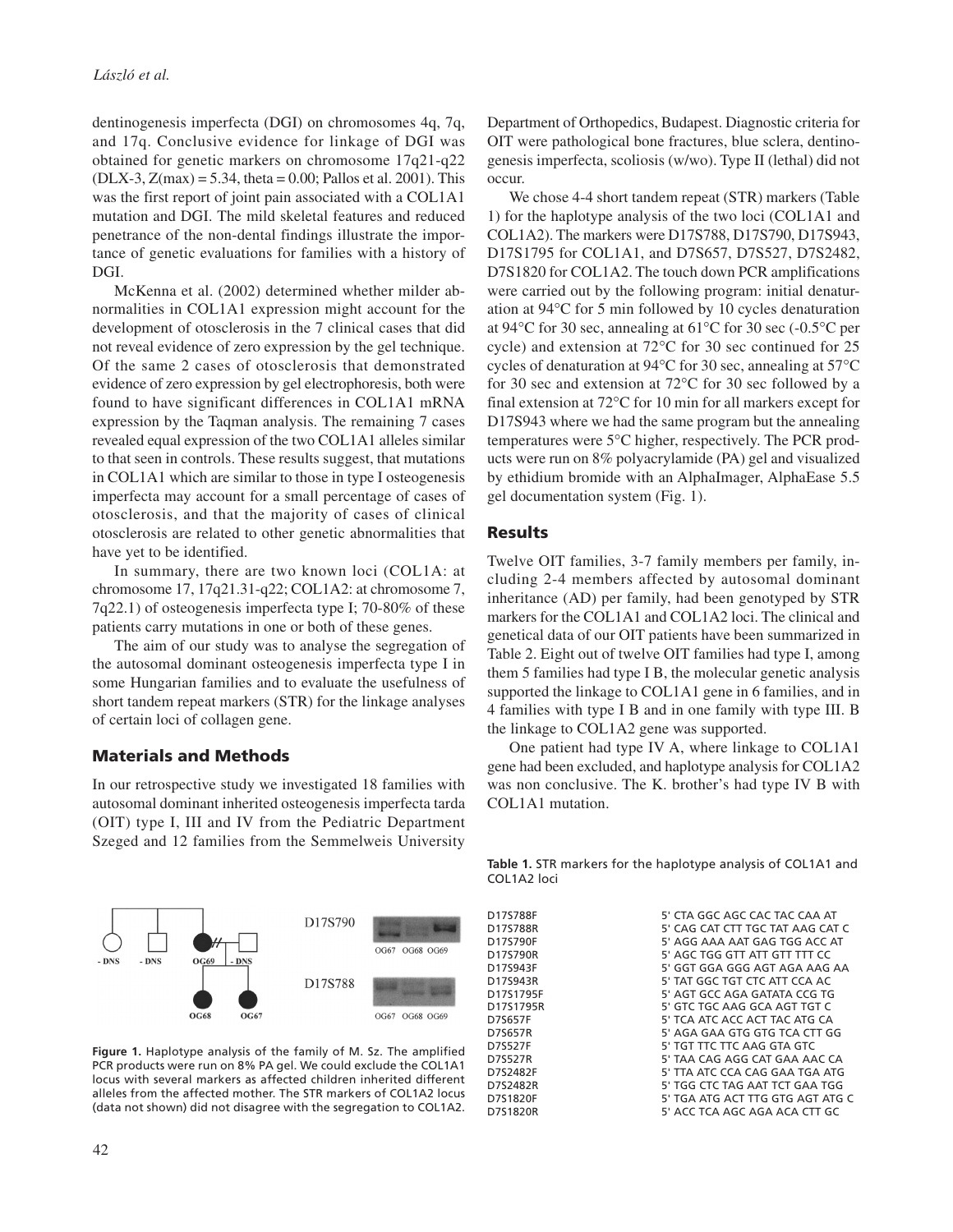dentinogenesis imperfecta (DGI) on chromosomes 4q, 7q, and 17q. Conclusive evidence for linkage of DGI was obtained for genetic markers on chromosome 17q21-q22 (DLX-3, Z(max) = 5.34, theta = 0.00; Pallos et al. 2001). This was the first report of joint pain associated with a COL1A1 mutation and DGI. The mild skeletal features and reduced penetrance of the non-dental findings illustrate the importance of genetic evaluations for families with a history of DGI.

McKenna et al. (2002) determined whether milder abnormalities in COL1A1 expression might account for the development of otosclerosis in the 7 clinical cases that did not reveal evidence of zero expression by the gel technique. Of the same 2 cases of otosclerosis that demonstrated evidence of zero expression by gel electrophoresis, both were found to have significant differences in COL1A1 mRNA expression by the Taqman analysis. The remaining 7 cases revealed equal expression of the two COL1A1 alleles similar to that seen in controls. These results suggest, that mutations in COL1A1 which are similar to those in type I osteogenesis imperfecta may account for a small percentage of cases of otosclerosis, and that the majority of cases of clinical otosclerosis are related to other genetic abnormalities that have yet to be identified.

In summary, there are two known loci (COL1A: at chromosome 17, 17q21.31-q22; COL1A2: at chromosome 7, 7q22.1) of osteogenesis imperfecta type I; 70-80% of these patients carry mutations in one or both of these genes.

The aim of our study was to analyse the segregation of the autosomal dominant osteogenesis imperfecta type I in some Hungarian families and to evaluate the usefulness of short tandem repeat markers (STR) for the linkage analyses of certain loci of collagen gene.

## Materials and Methods

In our retrospective study we investigated 18 families with autosomal dominant inherited osteogenesis imperfecta tarda (OIT) type I, III and IV from the Pediatric Department Szeged and 12 families from the Semmelweis University Department of Orthopedics, Budapest. Diagnostic criteria for OIT were pathological bone fractures, blue sclera, dentinogenesis imperfecta, scoliosis (w/wo). Type II (lethal) did not occur.

We chose 4-4 short tandem repeat (STR) markers (Table 1) for the haplotype analysis of the two loci (COL1A1 and COL1A2). The markers were D17S788, D17S790, D17S943, D17S1795 for COL1A1, and D7S657, D7S527, D7S2482, D7S1820 for COL1A2. The touch down PCR amplifications were carried out by the following program: initial denaturation at 94°C for 5 min followed by 10 cycles denaturation at 94°C for 30 sec, annealing at 61°C for 30 sec (-0.5°C per cycle) and extension at 72°C for 30 sec continued for 25 cycles of denaturation at 94°C for 30 sec, annealing at 57°C for 30 sec and extension at 72°C for 30 sec followed by a final extension at 72°C for 10 min for all markers except for D17S943 where we had the same program but the annealing temperatures were 5°C higher, respectively. The PCR products were run on 8% polyacrylamide (PA) gel and visualized by ethidium bromide with an AlphaImager, AlphaEase 5.5 gel documentation system (Fig. 1).

## Results

Twelve OIT families, 3-7 family members per family, including 2-4 members affected by autosomal dominant inheritance (AD) per family, had been genotyped by STR markers for the COL1A1 and COL1A2 loci. The clinical and genetical data of our OIT patients have been summarized in Table 2. Eight out of twelve OIT families had type I, among them 5 families had type I B, the molecular genetic analysis supported the linkage to COL1A1 gene in 6 families, and in 4 families with type I B and in one family with type III. B the linkage to COL1A2 gene was supported.

One patient had type IV A, where linkage to COL1A1 gene had been excluded, and haplotype analysis for COL1A2 was non conclusive. The K. brother's had type IV B with COL1A1 mutation.

**Figure 1.** Haplotype analysis of the family of M. Sz. The amplified PCR products were run on 8% PA gel. We could exclude the COL1A1 locus with several markers as affected children inherited different alleles from the affected mother. The STR markers of COL1A2 locus (data not shown) did not disagree with the segregation to COL1A2.

**Table 1.** STR markers for the haplotype analysis of COL1A1 and COL1A2 loci

| Marker | Sequence |
|---|---|
| D17S788F | 5' CTA GGC AGC CAC TAC CAA AT |
| D17S788R | 5' CAG CAT CTT TGC TAT AAG CAT C |
| D17S790F | 5' AGG AAA AAT GAG TGG ACC AT |
| D17S790R | 5' AGC TGG GTT ATT GTT TTT CC |
| D17S943F | 5' GGT GGA GGG AGT AGA AAG AA |
| D17S943R | 5' TAT GGC TGT CTC ATT CCA AC |
| D17S1795F | 5' AGT GCC AGA GATATA CCG TG |
| D17S1795R | 5' GTC TGC AAG GCA AGT TGT C |
| D7S657F | 5' TCA ATC ACC ACT TAC ATG CA |
| D7S657R | 5' AGA GAA GTG GTG TCA CTT GG |
| D7S527F | 5' TGT TTC TTC AAG GTA GTC |
| D7S527R | 5' TAA CAG AGG CAT GAA AAC CA |
| D7S2482F | 5' TTA ATC CCA CAG GAA TGA ATG |
| D7S2482R | 5' TGG CTC TAG AAT TCT GAA TGG |
| D7S1820F | 5' TGA ATG ACT TTG GTG AGT ATG C |
| D7S1820R | 5' ACC TCA AGC AGA ACA CTT GC |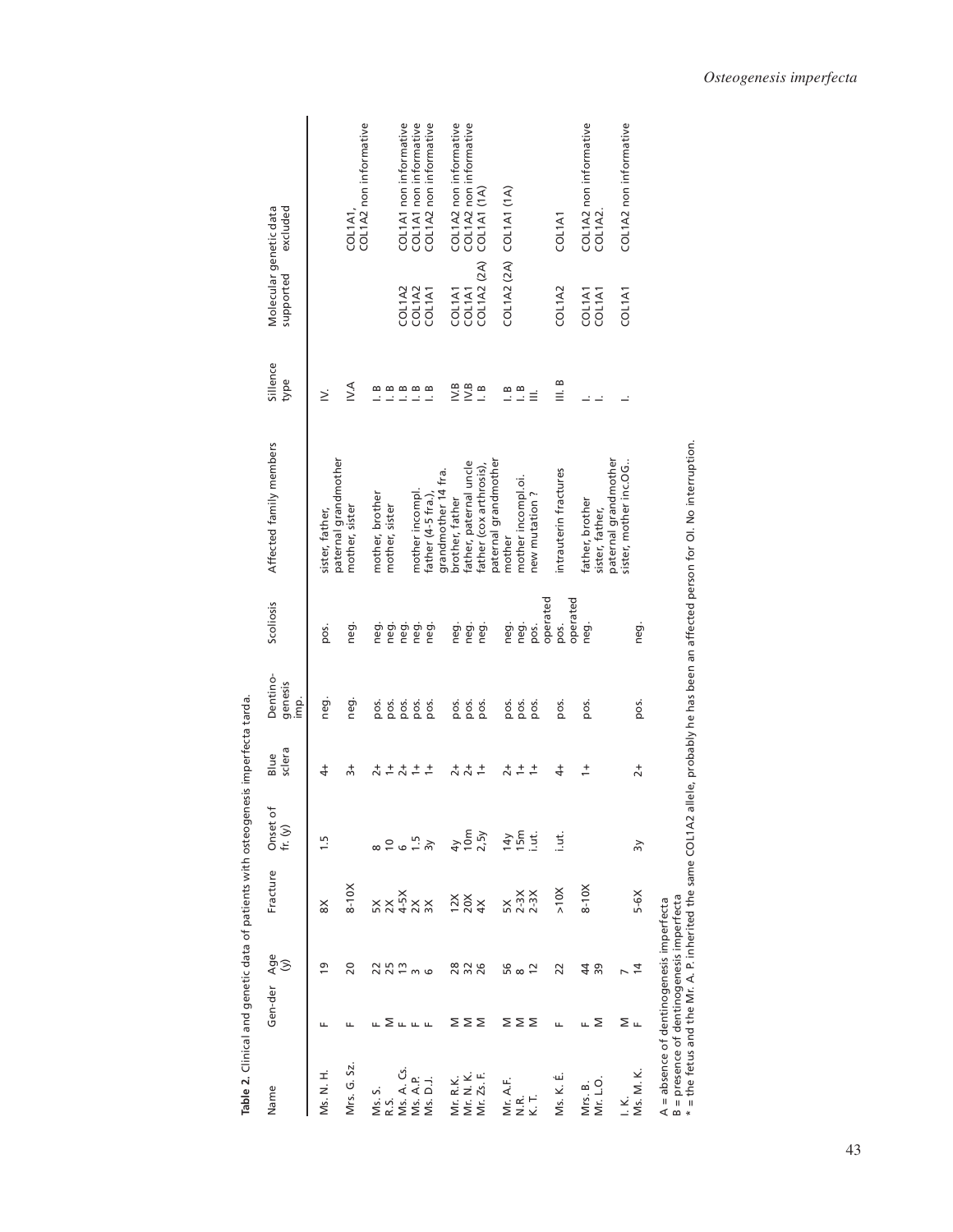**Table 2.** Clinical and genetic data of patients with osteogenesis imperfecta tarda.

| Name | Gen-der | Age (y) | Fracture | Onset of fr. (y) | Blue sclera | Dentino-genesis imp. | Scoliosis | Affected family members | Sillence type | Molecular genetic data supported | Molecular genetic data excluded |
|---|---|---|---|---|---|---|---|---|---|---|---|
| Ms. N. H. | F | 19 | 8X | 1.5 | 4+ | neg. | pos. | sister, father, paternal grandmother | IV. | | |
| Mrs. G. Sz. | F | 20 | 8-10X | | 3+ | neg. | neg. | mother, sister | IV.A | | COL1A1, COL1A2 non informative |
| Ms. S. | F | 22 | 5X | 8 | 2+ | pos. | neg. | mother, brother | I. B | | |
| R. S. | M | 25 | 2X | 10 | 1+ | pos. | neg. | mother, sister | I. B | | |
| Ms. A. Cs. | F | 13 | 4-5X | 6 | 2+ | pos. | neg. | | I. B | COL1A2 | COL1A1 non informative |
| Ms. A.P. | F | 3 | 2X | 1.5 | 1+ | pos. | neg. | mother incompl. | I. B | COL1A2 | COL1A1 non informative |
| Ms. D.J. | F | 6 | 3X | 3y | 1+ | pos. | neg. | father (4-5 fra.), grandmother 14 fra. | I. B | COL1A1 | COL1A2 non informative |
| Mr. R.K. | M | 28 | 12X | 4y | 2+ | pos. | neg. | brother, father | IV.B | COL1A1 | COL1A2 non informative |
| Mr. N. K. | M | 32 | 20X | 10m | 2+ | pos. | neg. | father, paternal uncle | IV.B | COL1A1 | COL1A2 non informative |
| Mr. Zs. F. | M | 26 | 4X | 2,5y | 1+ | pos. | neg. | father (cox arthrosis), paternal grandmother | I. B | COL1A2 (2A) | COL1A1 (1A) |
| Mr. A.F. | M | 56 | 5X | 14y | 2+ | pos. | neg. | mother | I. B | COL1A2 (2A) | COL1A1 (1A) |
| N.R. | M | 8 | 2-3X | 15m | 1+ | pos. | neg. | mother incompl.oi. | I. B | | |
| K. T. | M | 12 | 2-3X | i.ut. | 1+ | pos. | pos. operated | new mutation ? | III. | | |
| Ms. K. É. | F | 22 | >10X | i.ut. | 4+ | pos. | pos. operated | intrauterin fractures | III. B | COL1A2 | COL1A1 |
| Mrs. B. | F | 44 | 8-10X | | 1+ | pos. | neg. | father, brother | I. | COL1A1 | COL1A2 non informative |
| Mr. L.O. | M | 39 | | | | | | sister, father, paternal grandmother | I. | COL1A1 | COL1A2. |
| I. K. | M | 7 | | | | | | | | | |
| Ms. M. K. | F | 14 | 5-6X | 3y | 2+ | pos. | neg. | sister, mother inc.OG.. | I. | COL1A1 | COL1A2 non informative |

A = absence of dentinogenesis imperfecta
B = presence of dentinogenesis imperfecta
* = the fetus and the Mr. A. P. inherited the same COL1A2 allele, probably he has been an affected person for OI. No interruption.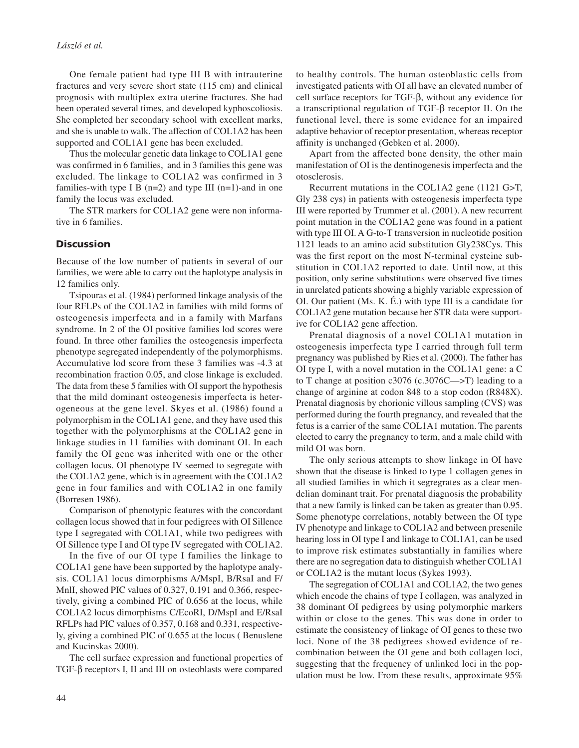One female patient had type III B with intrauterine fractures and very severe short state (115 cm) and clinical prognosis with multiplex extra uterine fractures. She had been operated several times, and developed kyphoscoliosis. She completed her secondary school with excellent marks, and she is unable to walk. The affection of COL1A2 has been supported and COL1A1 gene has been excluded.

Thus the molecular genetic data linkage to COL1A1 gene was confirmed in 6 families, and in 3 families this gene was excluded. The linkage to COL1A2 was confirmed in 3 families-with type I B (n=2) and type III (n=1)-and in one family the locus was excluded.

The STR markers for COL1A2 gene were non informative in 6 families.

## Discussion

Because of the low number of patients in several of our families, we were able to carry out the haplotype analysis in 12 families only.

Tsipouras et al. (1984) performed linkage analysis of the four RFLPs of the COL1A2 in families with mild forms of osteogenesis imperfecta and in a family with Marfans syndrome. In 2 of the OI positive families lod scores were found. In three other families the osteogenesis imperfecta phenotype segregated independently of the polymorphisms. Accumulative lod score from these 3 families was -4.3 at recombination fraction 0.05, and close linkage is excluded. The data from these 5 families with OI support the hypothesis that the mild dominant osteogenesis imperfecta is heterogeneous at the gene level. Skyes et al. (1986) found a polymorphism in the COL1A1 gene, and they have used this together with the polymorphisms at the COL1A2 gene in linkage studies in 11 families with dominant OI. In each family the OI gene was inherited with one or the other collagen locus. OI phenotype IV seemed to segregate with the COL1A2 gene, which is in agreement with the COL1A2 gene in four families and with COL1A2 in one family (Borresen 1986).

Comparison of phenotypic features with the concordant collagen locus showed that in four pedigrees with OI Sillence type I segregated with COL1A1, while two pedigrees with OI Sillence type I and OI type IV segregated with COL1A2.

In the five of our OI type I families the linkage to COL1A1 gene have been supported by the haplotype analysis. COL1A1 locus dimorphisms A/MspI, B/RsaI and F/MnlI, showed PIC values of 0.327, 0.191 and 0.366, respectively, giving a combined PIC of 0.656 at the locus, while COL1A2 locus dimorphisms C/EcoRI, D/MspI and E/RsaI RFLPs had PIC values of 0.357, 0.168 and 0.331, respectively, giving a combined PIC of 0.655 at the locus ( Benuslene and Kucinskas 2000).

The cell surface expression and functional properties of TGF-β receptors I, II and III on osteoblasts were compared to healthy controls. The human osteoblastic cells from investigated patients with OI all have an elevated number of cell surface receptors for TGF-β, without any evidence for a transcriptional regulation of TGF-β receptor II. On the functional level, there is some evidence for an impaired adaptive behavior of receptor presentation, whereas receptor affinity is unchanged (Gebken et al. 2000).

Apart from the affected bone density, the other main manifestation of OI is the dentinogenesis imperfecta and the otosclerosis.

Recurrent mutations in the COL1A2 gene (1121 G>T, Gly 238 cys) in patients with osteogenesis imperfecta type III were reported by Trummer et al. (2001). A new recurrent point mutation in the COL1A2 gene was found in a patient with type III OI. A G-to-T transversion in nucleotide position 1121 leads to an amino acid substitution Gly238Cys. This was the first report on the most N-terminal cysteine substitution in COL1A2 reported to date. Until now, at this position, only serine substitutions were observed five times in unrelated patients showing a highly variable expression of OI. Our patient (Ms. K. É.) with type III is a candidate for COL1A2 gene mutation because her STR data were supportive for COL1A2 gene affection.

Prenatal diagnosis of a novel COL1A1 mutation in osteogenesis imperfecta type I carried through full term pregnancy was published by Ries et al. (2000). The father has OI type I, with a novel mutation in the COL1A1 gene: a C to T change at position c3076 (c.3076C—>T) leading to a change of arginine at codon 848 to a stop codon (R848X). Prenatal diagnosis by chorionic villous sampling (CVS) was performed during the fourth pregnancy, and revealed that the fetus is a carrier of the same COL1A1 mutation. The parents elected to carry the pregnancy to term, and a male child with mild OI was born.

The only serious attempts to show linkage in OI have shown that the disease is linked to type 1 collagen genes in all studied families in which it segregrates as a clear mendelian dominant trait. For prenatal diagnosis the probability that a new family is linked can be taken as greater than 0.95. Some phenotype correlations, notably between the OI type IV phenotype and linkage to COL1A2 and between presenile hearing loss in OI type I and linkage to COL1A1, can be used to improve risk estimates substantially in families where there are no segregation data to distinguish whether COL1A1 or COL1A2 is the mutant locus (Sykes 1993).

The segregation of COL1A1 and COL1A2, the two genes which encode the chains of type I collagen, was analyzed in 38 dominant OI pedigrees by using polymorphic markers within or close to the genes. This was done in order to estimate the consistency of linkage of OI genes to these two loci. None of the 38 pedigrees showed evidence of recombination between the OI gene and both collagen loci, suggesting that the frequency of unlinked loci in the population must be low. From these results, approximate 95%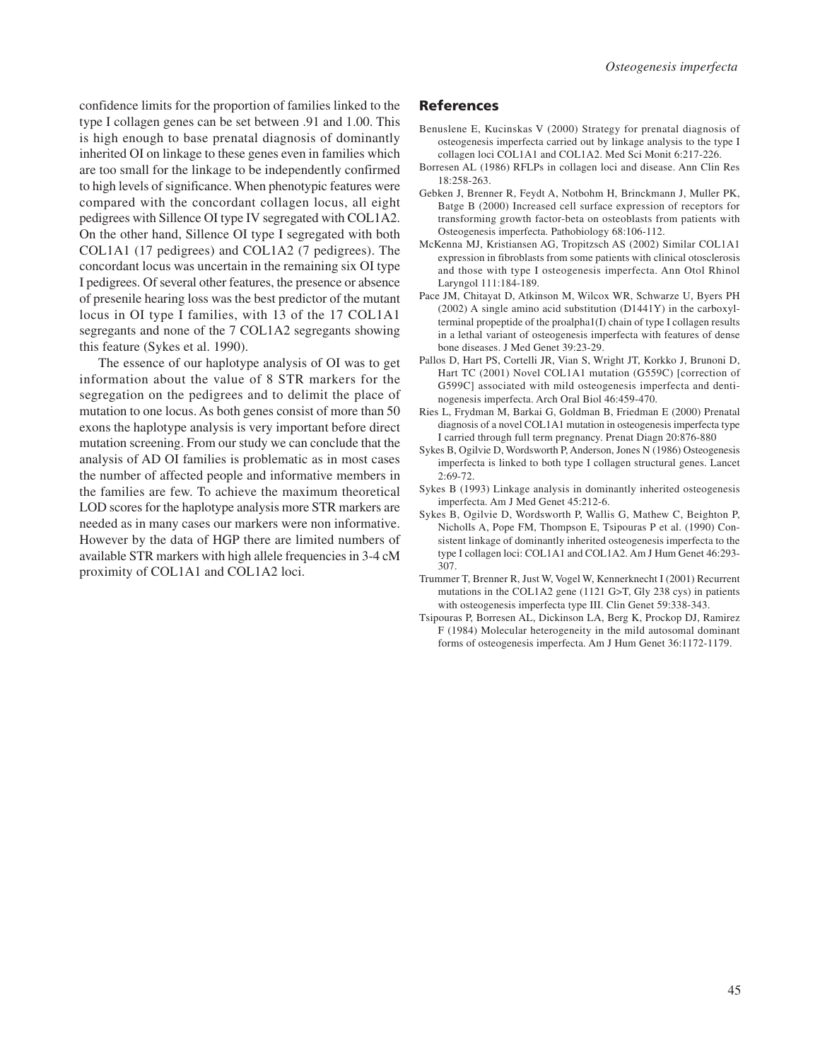confidence limits for the proportion of families linked to the type I collagen genes can be set between .91 and 1.00. This is high enough to base prenatal diagnosis of dominantly inherited OI on linkage to these genes even in families which are too small for the linkage to be independently confirmed to high levels of significance. When phenotypic features were compared with the concordant collagen locus, all eight pedigrees with Sillence OI type IV segregated with COL1A2. On the other hand, Sillence OI type I segregated with both COL1A1 (17 pedigrees) and COL1A2 (7 pedigrees). The concordant locus was uncertain in the remaining six OI type I pedigrees. Of several other features, the presence or absence of presenile hearing loss was the best predictor of the mutant locus in OI type I families, with 13 of the 17 COL1A1 segregants and none of the 7 COL1A2 segregants showing this feature (Sykes et al. 1990).

The essence of our haplotype analysis of OI was to get information about the value of 8 STR markers for the segregation on the pedigrees and to delimit the place of mutation to one locus. As both genes consist of more than 50 exons the haplotype analysis is very important before direct mutation screening. From our study we can conclude that the analysis of AD OI families is problematic as in most cases the number of affected people and informative members in the families are few. To achieve the maximum theoretical LOD scores for the haplotype analysis more STR markers are needed as in many cases our markers were non informative. However by the data of HGP there are limited numbers of available STR markers with high allele frequencies in 3-4 cM proximity of COL1A1 and COL1A2 loci.

## References

Benuslene E, Kucinskas V (2000) Strategy for prenatal diagnosis of osteogenesis imperfecta carried out by linkage analysis to the type I collagen loci COL1A1 and COL1A2. Med Sci Monit 6:217-226.

Borresen AL (1986) RFLPs in collagen loci and disease. Ann Clin Res 18:258-263.

Gebken J, Brenner R, Feydt A, Notbohm H, Brinckmann J, Muller PK, Batge B (2000) Increased cell surface expression of receptors for transforming growth factor-beta on osteoblasts from patients with Osteogenesis imperfecta. Pathobiology 68:106-112.

McKenna MJ, Kristiansen AG, Tropitzsch AS (2002) Similar COL1A1 expression in fibroblasts from some patients with clinical otosclerosis and those with type I osteogenesis imperfecta. Ann Otol Rhinol Laryngol 111:184-189.

Pace JM, Chitayat D, Atkinson M, Wilcox WR, Schwarze U, Byers PH (2002) A single amino acid substitution (D1441Y) in the carboxyl-terminal propeptide of the proalpha1(I) chain of type I collagen results in a lethal variant of osteogenesis imperfecta with features of dense bone diseases. J Med Genet 39:23-29.

Pallos D, Hart PS, Cortelli JR, Vian S, Wright JT, Korkko J, Brunoni D, Hart TC (2001) Novel COL1A1 mutation (G559C) [correction of G599C] associated with mild osteogenesis imperfecta and dentinogenesis imperfecta. Arch Oral Biol 46:459-470.

Ries L, Frydman M, Barkai G, Goldman B, Friedman E (2000) Prenatal diagnosis of a novel COL1A1 mutation in osteogenesis imperfecta type I carried through full term pregnancy. Prenat Diagn 20:876-880

Sykes B, Ogilvie D, Wordsworth P, Anderson, Jones N (1986) Osteogenesis imperfecta is linked to both type I collagen structural genes. Lancet 2:69-72.

Sykes B (1993) Linkage analysis in dominantly inherited osteogenesis imperfecta. Am J Med Genet 45:212-6.

Sykes B, Ogilvie D, Wordsworth P, Wallis G, Mathew C, Beighton P, Nicholls A, Pope FM, Thompson E, Tsipouras P et al. (1990) Consistent linkage of dominantly inherited osteogenesis imperfecta to the type I collagen loci: COL1A1 and COL1A2. Am J Hum Genet 46:293-307.

Trummer T, Brenner R, Just W, Vogel W, Kennerknecht I (2001) Recurrent mutations in the COL1A2 gene (1121 G>T, Gly 238 cys) in patients with osteogenesis imperfecta type III. Clin Genet 59:338-343.

Tsipouras P, Borresen AL, Dickinson LA, Berg K, Prockop DJ, Ramirez F (1984) Molecular heterogeneity in the mild autosomal dominant forms of osteogenesis imperfecta. Am J Hum Genet 36:1172-1179.